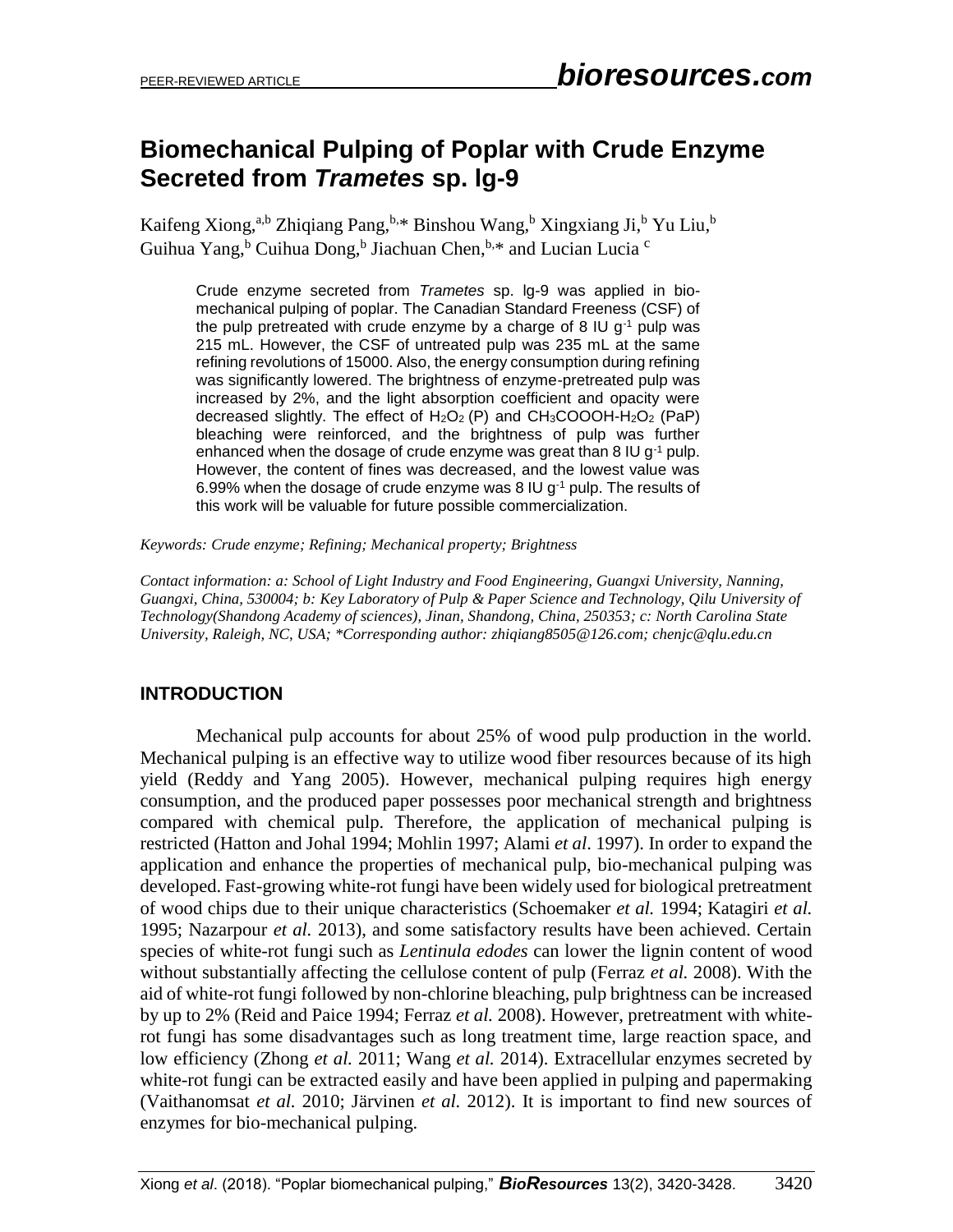# Biomechanical Pulping of Poplar with Crude Enzyme Secreted from *Trametes* sp. lg-9

Kaifeng Xiong,[a,b] Zhiqiang Pang,[b,*] Binshou Wang,[b] Xingxiang Ji,[b] Yu Liu,[b] Guihua Yang,[b] Cuihua Dong,[b] Jiachuan Chen,[b,*] and Lucian Lucia [c]

Crude enzyme secreted from *Trametes* sp. lg-9 was applied in bio-mechanical pulping of poplar. The Canadian Standard Freeness (CSF) of the pulp pretreated with crude enzyme by a charge of 8 IU $g^{-1}$ pulp was 215 mL. However, the CSF of untreated pulp was 235 mL at the same refining revolutions of 15000. Also, the energy consumption during refining was significantly lowered. The brightness of enzyme-pretreated pulp was increased by 2%, and the light absorption coefficient and opacity were decreased slightly. The effect of $H_2O_2$ (P) and $CH_3COOOH$-$H_2O_2$ (PaP) bleaching were reinforced, and the brightness of pulp was further enhanced when the dosage of crude enzyme was great than 8 IU $g^{-1}$ pulp. However, the content of fines was decreased, and the lowest value was 6.99% when the dosage of crude enzyme was 8 IU $g^{-1}$ pulp. The results of this work will be valuable for future possible commercialization.

*Keywords: Crude enzyme; Refining; Mechanical property; Brightness*

*Contact information: a: School of Light Industry and Food Engineering, Guangxi University, Nanning, Guangxi, China, 530004; b: Key Laboratory of Pulp & Paper Science and Technology, Qilu University of Technology(Shandong Academy of sciences), Jinan, Shandong, China, 250353; c: North Carolina State University, Raleigh, NC, USA; *Corresponding author: zhiqiang8505@126.com; chenjc@qlu.edu.cn*

## INTRODUCTION

Mechanical pulp accounts for about 25% of wood pulp production in the world. Mechanical pulping is an effective way to utilize wood fiber resources because of its high yield (Reddy and Yang 2005). However, mechanical pulping requires high energy consumption, and the produced paper possesses poor mechanical strength and brightness compared with chemical pulp. Therefore, the application of mechanical pulping is restricted (Hatton and Johal 1994; Mohlin 1997; Alami *et al*. 1997). In order to expand the application and enhance the properties of mechanical pulp, bio-mechanical pulping was developed. Fast-growing white-rot fungi have been widely used for biological pretreatment of wood chips due to their unique characteristics (Schoemaker *et al.* 1994; Katagiri *et al.* 1995; Nazarpour *et al.* 2013), and some satisfactory results have been achieved. Certain species of white-rot fungi such as *Lentinula edodes* can lower the lignin content of wood without substantially affecting the cellulose content of pulp (Ferraz *et al.* 2008). With the aid of white-rot fungi followed by non-chlorine bleaching, pulp brightness can be increased by up to 2% (Reid and Paice 1994; Ferraz *et al.* 2008). However, pretreatment with white-rot fungi has some disadvantages such as long treatment time, large reaction space, and low efficiency (Zhong *et al.* 2011; Wang *et al.* 2014). Extracellular enzymes secreted by white-rot fungi can be extracted easily and have been applied in pulping and papermaking (Vaithanomsat *et al.* 2010; Järvinen *et al.* 2012). It is important to find new sources of enzymes for bio-mechanical pulping.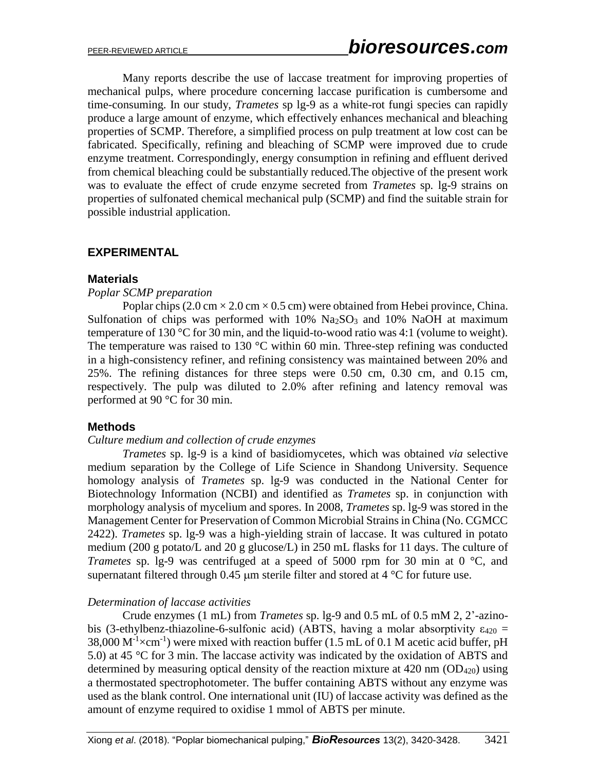Many reports describe the use of laccase treatment for improving properties of mechanical pulps, where procedure concerning laccase purification is cumbersome and time-consuming. In our study, *Trametes* sp lg-9 as a white-rot fungi species can rapidly produce a large amount of enzyme, which effectively enhances mechanical and bleaching properties of SCMP. Therefore, a simplified process on pulp treatment at low cost can be fabricated. Specifically, refining and bleaching of SCMP were improved due to crude enzyme treatment. Correspondingly, energy consumption in refining and effluent derived from chemical bleaching could be substantially reduced.The objective of the present work was to evaluate the effect of crude enzyme secreted from *Trametes* sp. lg-9 strains on properties of sulfonated chemical mechanical pulp (SCMP) and find the suitable strain for possible industrial application.

## EXPERIMENTAL

### Materials

*Poplar SCMP preparation*

Poplar chips (2.0 cm × 2.0 cm × 0.5 cm) were obtained from Hebei province, China. Sulfonation of chips was performed with 10% $Na_2SO_3$ and 10% NaOH at maximum temperature of 130 °C for 30 min, and the liquid-to-wood ratio was 4:1 (volume to weight). The temperature was raised to 130 °C within 60 min. Three-step refining was conducted in a high-consistency refiner, and refining consistency was maintained between 20% and 25%. The refining distances for three steps were 0.50 cm, 0.30 cm, and 0.15 cm, respectively. The pulp was diluted to 2.0% after refining and latency removal was performed at 90 °C for 30 min.

### Methods

*Culture medium and collection of crude enzymes*

*Trametes* sp. lg-9 is a kind of basidiomycetes, which was obtained *via* selective medium separation by the College of Life Science in Shandong University. Sequence homology analysis of *Trametes* sp. lg-9 was conducted in the National Center for Biotechnology Information (NCBI) and identified as *Trametes* sp. in conjunction with morphology analysis of mycelium and spores. In 2008, *Trametes* sp. lg-9 was stored in the Management Center for Preservation of Common Microbial Strains in China (No. CGMCC 2422). *Trametes* sp. lg-9 was a high-yielding strain of laccase. It was cultured in potato medium (200 g potato/L and 20 g glucose/L) in 250 mL flasks for 11 days. The culture of *Trametes* sp. lg-9 was centrifuged at a speed of 5000 rpm for 30 min at 0 °C, and supernatant filtered through 0.45 μm sterile filter and stored at 4 °C for future use.

*Determination of laccase activities*

Crude enzymes (1 mL) from *Trametes* sp. lg-9 and 0.5 mL of 0.5 mM 2, 2'-azino-bis (3-ethylbenz-thiazoline-6-sulfonic acid) (ABTS, having a molar absorptivity $\varepsilon_{420}$ = 38,000 $M^{-1}\times cm^{-1}$) were mixed with reaction buffer (1.5 mL of 0.1 M acetic acid buffer, pH 5.0) at 45 °C for 3 min. The laccase activity was indicated by the oxidation of ABTS and determined by measuring optical density of the reaction mixture at 420 nm ($OD_{420}$) using a thermostated spectrophotometer. The buffer containing ABTS without any enzyme was used as the blank control. One international unit (IU) of laccase activity was defined as the amount of enzyme required to oxidise 1 mmol of ABTS per minute.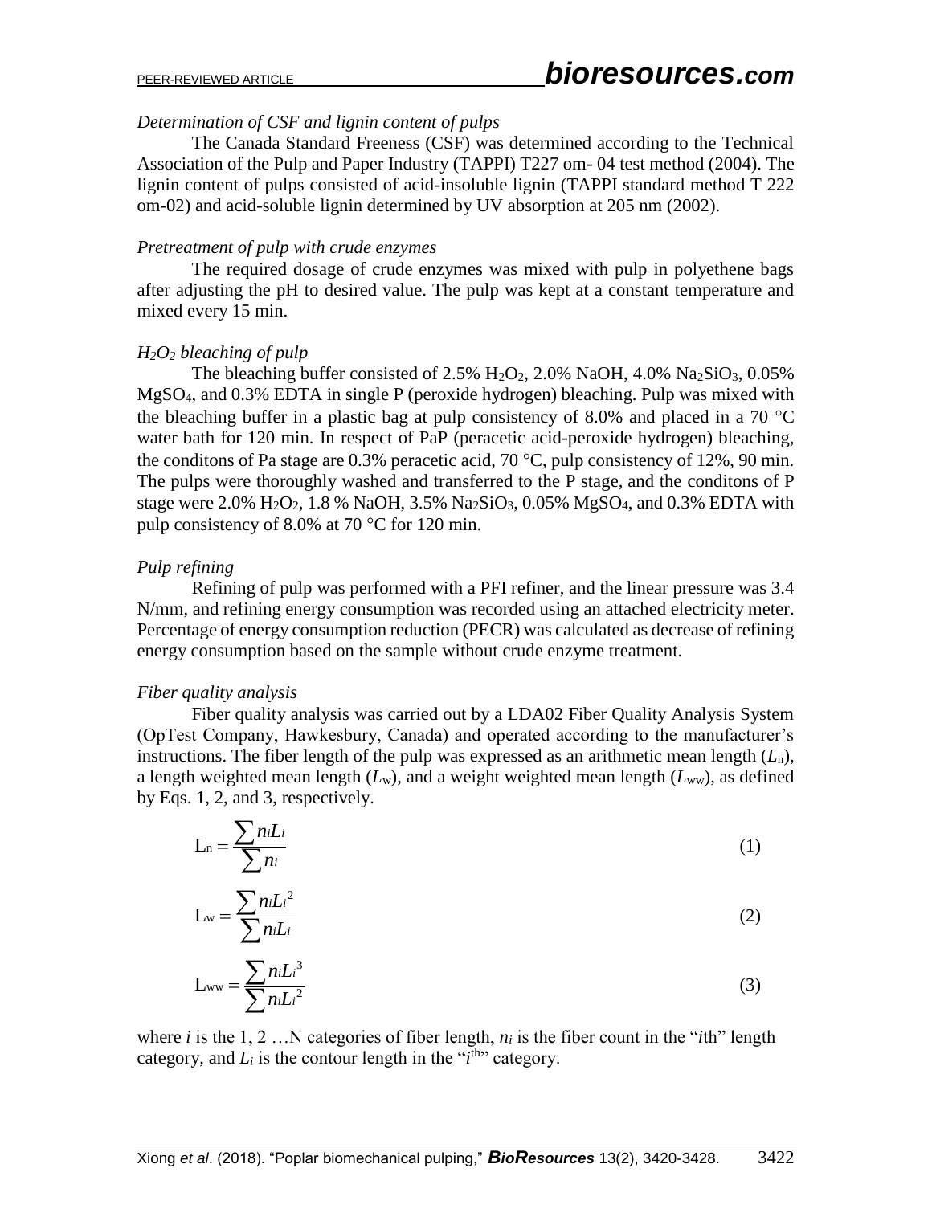*Determination of CSF and lignin content of pulps*

The Canada Standard Freeness (CSF) was determined according to the Technical Association of the Pulp and Paper Industry (TAPPI) T227 om- 04 test method (2004). The lignin content of pulps consisted of acid-insoluble lignin (TAPPI standard method T 222 om-02) and acid-soluble lignin determined by UV absorption at 205 nm (2002).

*Pretreatment of pulp with crude enzymes*

The required dosage of crude enzymes was mixed with pulp in polyethene bags after adjusting the pH to desired value. The pulp was kept at a constant temperature and mixed every 15 min.

*$H_2O_2$ bleaching of pulp*

The bleaching buffer consisted of 2.5% $H_2O_2$, 2.0% NaOH, 4.0% $Na_2SiO_3$, 0.05% $MgSO_4$, and 0.3% EDTA in single P (peroxide hydrogen) bleaching. Pulp was mixed with the bleaching buffer in a plastic bag at pulp consistency of 8.0% and placed in a 70 °C water bath for 120 min. In respect of PaP (peracetic acid-peroxide hydrogen) bleaching, the conditons of Pa stage are 0.3% peracetic acid, 70 °C, pulp consistency of 12%, 90 min. The pulps were thoroughly washed and transferred to the P stage, and the conditons of P stage were 2.0% $H_2O_2$, 1.8 % NaOH, 3.5% $Na_2SiO_3$, 0.05% $MgSO_4$, and 0.3% EDTA with pulp consistency of 8.0% at 70 °C for 120 min.

*Pulp refining*

Refining of pulp was performed with a PFI refiner, and the linear pressure was 3.4 N/mm, and refining energy consumption was recorded using an attached electricity meter. Percentage of energy consumption reduction (PECR) was calculated as decrease of refining energy consumption based on the sample without crude enzyme treatment.

*Fiber quality analysis*

Fiber quality analysis was carried out by a LDA02 Fiber Quality Analysis System (OpTest Company, Hawkesbury, Canada) and operated according to the manufacturer's instructions. The fiber length of the pulp was expressed as an arithmetic mean length ($L_n$), a length weighted mean length ($L_w$), and a weight weighted mean length ($L_{ww}$), as defined by Eqs. 1, 2, and 3, respectively.

$$L_n = \frac{\sum n_i L_i}{\sum n_i} \tag{1}$$

$$L_w = \frac{\sum n_i L_i^2}{\sum n_i L_i} \tag{2}$$

$$L_{ww} = \frac{\sum n_i L_i^3}{\sum n_i L_i^2} \tag{3}$$

where $i$ is the 1, 2 …N categories of fiber length, $n_i$ is the fiber count in the "$i$th" length category, and $L_i$ is the contour length in the "$i^{th}$" category.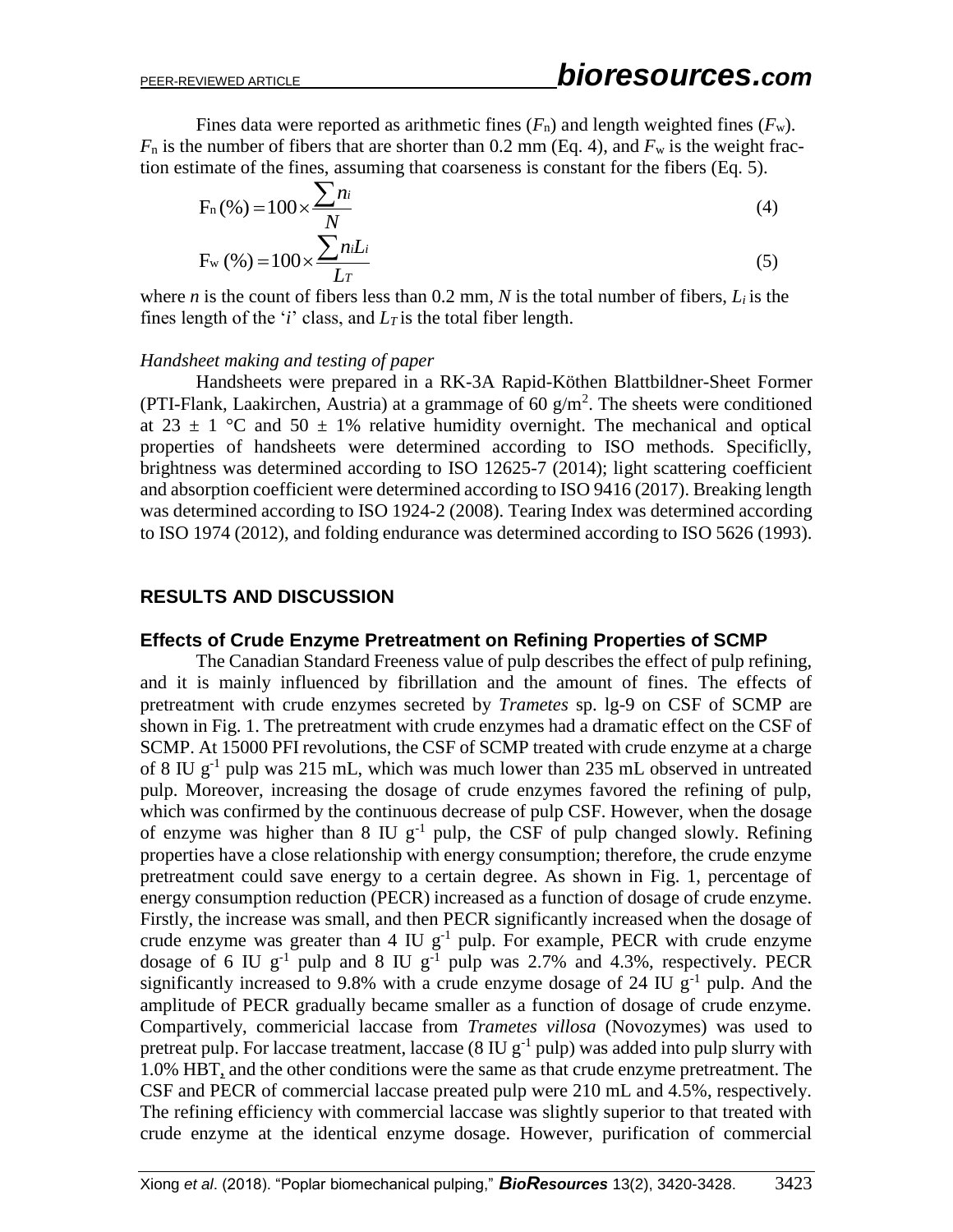Fines data were reported as arithmetic fines ($F_n$) and length weighted fines ($F_w$). $F_n$ is the number of fibers that are shorter than 0.2 mm (Eq. 4), and $F_w$ is the weight fraction estimate of the fines, assuming that coarseness is constant for the fibers (Eq. 5).

$$\mathrm{F_n}\,(\%) = 100 \times \frac{\sum n_i}{N} \tag{4}$$

$$\mathrm{F_w}\,(\%) = 100 \times \frac{\sum n_i L_i}{L_T} \tag{5}$$

where $n$ is the count of fibers less than 0.2 mm, $N$ is the total number of fibers, $L_i$ is the fines length of the '$i$' class, and $L_T$ is the total fiber length.

*Handsheet making and testing of paper*

Handsheets were prepared in a RK-3A Rapid-Köthen Blattbildner-Sheet Former (PTI-Flank, Laakirchen, Austria) at a grammage of 60 g/m$^2$. The sheets were conditioned at 23 ± 1 °C and 50 ± 1% relative humidity overnight. The mechanical and optical properties of handsheets were determined according to ISO methods. Specificlly, brightness was determined according to ISO 12625-7 (2014); light scattering coefficient and absorption coefficient were determined according to ISO 9416 (2017). Breaking length was determined according to ISO 1924-2 (2008). Tearing Index was determined according to ISO 1974 (2012), and folding endurance was determined according to ISO 5626 (1993).

## RESULTS AND DISCUSSION

### Effects of Crude Enzyme Pretreatment on Refining Properties of SCMP

The Canadian Standard Freeness value of pulp describes the effect of pulp refining, and it is mainly influenced by fibrillation and the amount of fines. The effects of pretreatment with crude enzymes secreted by *Trametes* sp. lg-9 on CSF of SCMP are shown in Fig. 1. The pretreatment with crude enzymes had a dramatic effect on the CSF of SCMP. At 15000 PFI revolutions, the CSF of SCMP treated with crude enzyme at a charge of 8 IU g$^{-1}$ pulp was 215 mL, which was much lower than 235 mL observed in untreated pulp. Moreover, increasing the dosage of crude enzymes favored the refining of pulp, which was confirmed by the continuous decrease of pulp CSF. However, when the dosage of enzyme was higher than 8 IU g$^{-1}$ pulp, the CSF of pulp changed slowly. Refining properties have a close relationship with energy consumption; therefore, the crude enzyme pretreatment could save energy to a certain degree. As shown in Fig. 1, percentage of energy consumption reduction (PECR) increased as a function of dosage of crude enzyme. Firstly, the increase was small, and then PECR significantly increased when the dosage of crude enzyme was greater than 4 IU g$^{-1}$ pulp. For example, PECR with crude enzyme dosage of 6 IU g$^{-1}$ pulp and 8 IU g$^{-1}$ pulp was 2.7% and 4.3%, respectively. PECR significantly increased to 9.8% with a crude enzyme dosage of 24 IU g$^{-1}$ pulp. And the amplitude of PECR gradually became smaller as a function of dosage of crude enzyme. Compartively, commericial laccase from *Trametes villosa* (Novozymes) was used to pretreat pulp. For laccase treatment, laccase (8 IU g$^{-1}$ pulp) was added into pulp slurry with 1.0% HBT, and the other conditions were the same as that crude enzyme pretreatment. The CSF and PECR of commercial laccase preated pulp were 210 mL and 4.5%, respectively. The refining efficiency with commercial laccase was slightly superior to that treated with crude enzyme at the identical enzyme dosage. However, purification of commercial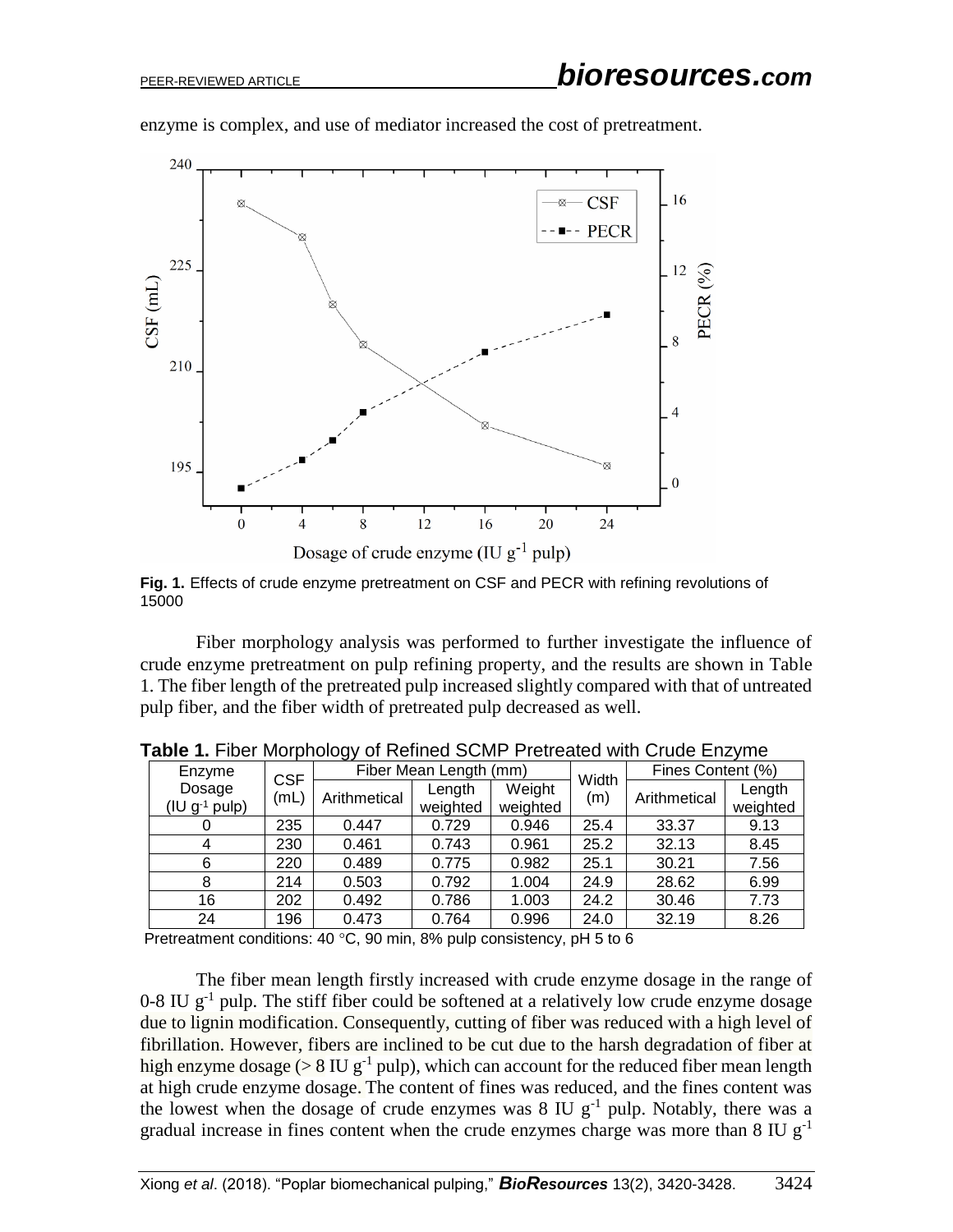enzyme is complex, and use of mediator increased the cost of pretreatment.

**Fig. 1.** Effects of crude enzyme pretreatment on CSF and PECR with refining revolutions of 15000

Fiber morphology analysis was performed to further investigate the influence of crude enzyme pretreatment on pulp refining property, and the results are shown in Table 1. The fiber length of the pretreated pulp increased slightly compared with that of untreated pulp fiber, and the fiber width of pretreated pulp decreased as well.

**Table 1.** Fiber Morphology of Refined SCMP Pretreated with Crude Enzyme

| Enzyme Dosage (IU $g^{-1}$ pulp) | CSF (mL) | Fiber Mean Length (mm) | | | Width (m) | Fines Content (%) | |
|---|---|---|---|---|---|---|---|
| | | Arithmetical | Length weighted | Weight weighted | | Arithmetical | Length weighted |
| 0 | 235 | 0.447 | 0.729 | 0.946 | 25.4 | 33.37 | 9.13 |
| 4 | 230 | 0.461 | 0.743 | 0.961 | 25.2 | 32.13 | 8.45 |
| 6 | 220 | 0.489 | 0.775 | 0.982 | 25.1 | 30.21 | 7.56 |
| 8 | 214 | 0.503 | 0.792 | 1.004 | 24.9 | 28.62 | 6.99 |
| 16 | 202 | 0.492 | 0.786 | 1.003 | 24.2 | 30.46 | 7.73 |
| 24 | 196 | 0.473 | 0.764 | 0.996 | 24.0 | 32.19 | 8.26 |

Pretreatment conditions: 40 °C, 90 min, 8% pulp consistency, pH 5 to 6

The fiber mean length firstly increased with crude enzyme dosage in the range of 0-8 IU $g^{-1}$ pulp. The stiff fiber could be softened at a relatively low crude enzyme dosage due to lignin modification. Consequently, cutting of fiber was reduced with a high level of fibrillation. However, fibers are inclined to be cut due to the harsh degradation of fiber at high enzyme dosage (> 8 IU $g^{-1}$ pulp), which can account for the reduced fiber mean length at high crude enzyme dosage. The content of fines was reduced, and the fines content was the lowest when the dosage of crude enzymes was 8 IU $g^{-1}$ pulp. Notably, there was a gradual increase in fines content when the crude enzymes charge was more than 8 IU $g^{-1}$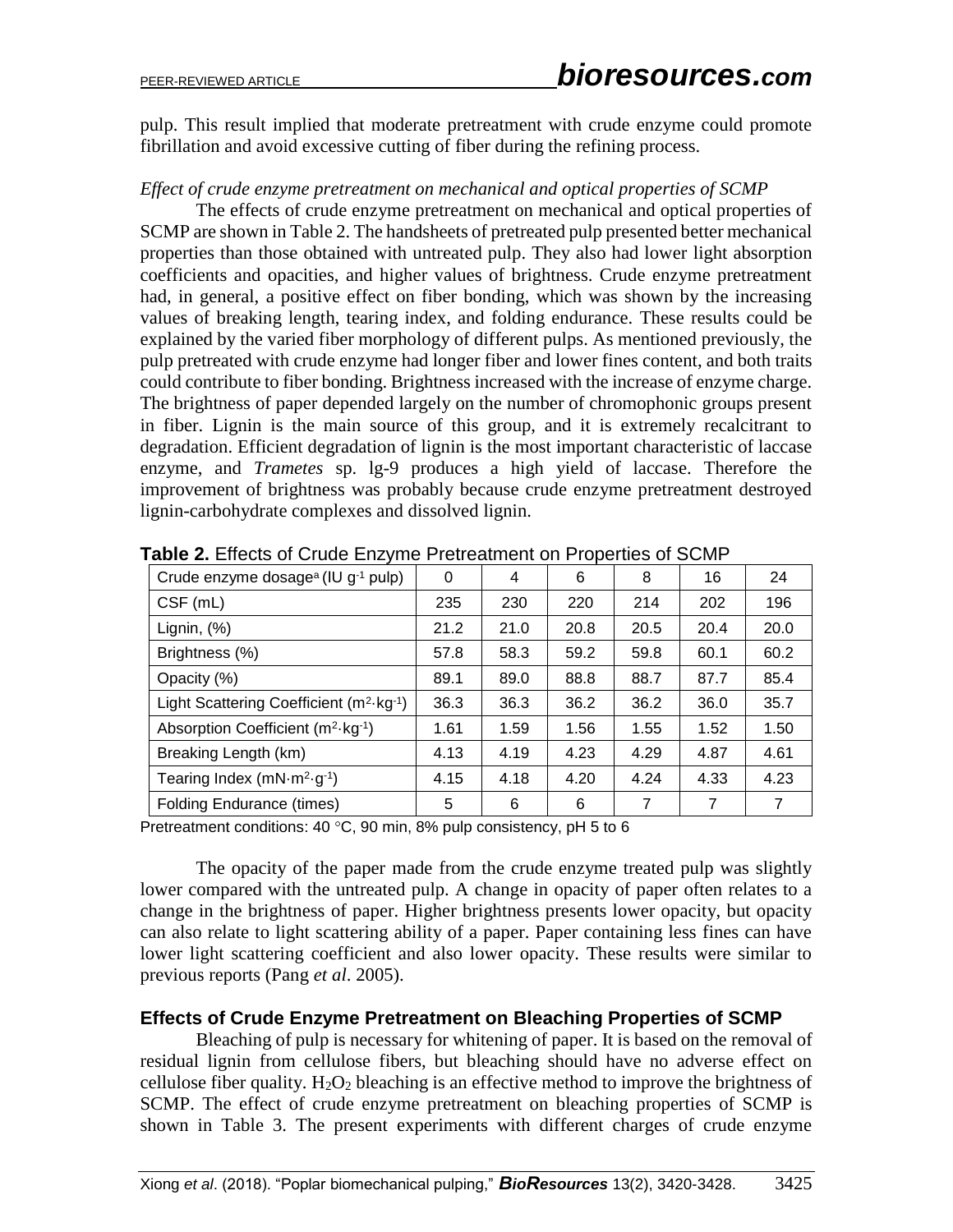pulp. This result implied that moderate pretreatment with crude enzyme could promote fibrillation and avoid excessive cutting of fiber during the refining process.

*Effect of crude enzyme pretreatment on mechanical and optical properties of SCMP*

The effects of crude enzyme pretreatment on mechanical and optical properties of SCMP are shown in Table 2. The handsheets of pretreated pulp presented better mechanical properties than those obtained with untreated pulp. They also had lower light absorption coefficients and opacities, and higher values of brightness. Crude enzyme pretreatment had, in general, a positive effect on fiber bonding, which was shown by the increasing values of breaking length, tearing index, and folding endurance. These results could be explained by the varied fiber morphology of different pulps. As mentioned previously, the pulp pretreated with crude enzyme had longer fiber and lower fines content, and both traits could contribute to fiber bonding. Brightness increased with the increase of enzyme charge. The brightness of paper depended largely on the number of chromophonic groups present in fiber. Lignin is the main source of this group, and it is extremely recalcitrant to degradation. Efficient degradation of lignin is the most important characteristic of laccase enzyme, and *Trametes* sp. lg-9 produces a high yield of laccase. Therefore the improvement of brightness was probably because crude enzyme pretreatment destroyed lignin-carbohydrate complexes and dissolved lignin.

**Table 2.** Effects of Crude Enzyme Pretreatment on Properties of SCMP

| Crude enzyme dosage[a] (IU $g^{-1}$ pulp) | 0 | 4 | 6 | 8 | 16 | 24 |
|---|---|---|---|---|---|---|
| CSF (mL) | 235 | 230 | 220 | 214 | 202 | 196 |
| Lignin, (%) | 21.2 | 21.0 | 20.8 | 20.5 | 20.4 | 20.0 |
| Brightness (%) | 57.8 | 58.3 | 59.2 | 59.8 | 60.1 | 60.2 |
| Opacity (%) | 89.1 | 89.0 | 88.8 | 88.7 | 87.7 | 85.4 |
| Light Scattering Coefficient ($m^2 \cdot kg^{-1}$) | 36.3 | 36.3 | 36.2 | 36.2 | 36.0 | 35.7 |
| Absorption Coefficient ($m^2 \cdot kg^{-1}$) | 1.61 | 1.59 | 1.56 | 1.55 | 1.52 | 1.50 |
| Breaking Length (km) | 4.13 | 4.19 | 4.23 | 4.29 | 4.87 | 4.61 |
| Tearing Index ($mN \cdot m^2 \cdot g^{-1}$) | 4.15 | 4.18 | 4.20 | 4.24 | 4.33 | 4.23 |
| Folding Endurance (times) | 5 | 6 | 6 | 7 | 7 | 7 |

Pretreatment conditions: 40 °C, 90 min, 8% pulp consistency, pH 5 to 6

The opacity of the paper made from the crude enzyme treated pulp was slightly lower compared with the untreated pulp. A change in opacity of paper often relates to a change in the brightness of paper. Higher brightness presents lower opacity, but opacity can also relate to light scattering ability of a paper. Paper containing less fines can have lower light scattering coefficient and also lower opacity. These results were similar to previous reports (Pang *et al*. 2005).

## Effects of Crude Enzyme Pretreatment on Bleaching Properties of SCMP

Bleaching of pulp is necessary for whitening of paper. It is based on the removal of residual lignin from cellulose fibers, but bleaching should have no adverse effect on cellulose fiber quality. $H_2O_2$ bleaching is an effective method to improve the brightness of SCMP. The effect of crude enzyme pretreatment on bleaching properties of SCMP is shown in Table 3. The present experiments with different charges of crude enzyme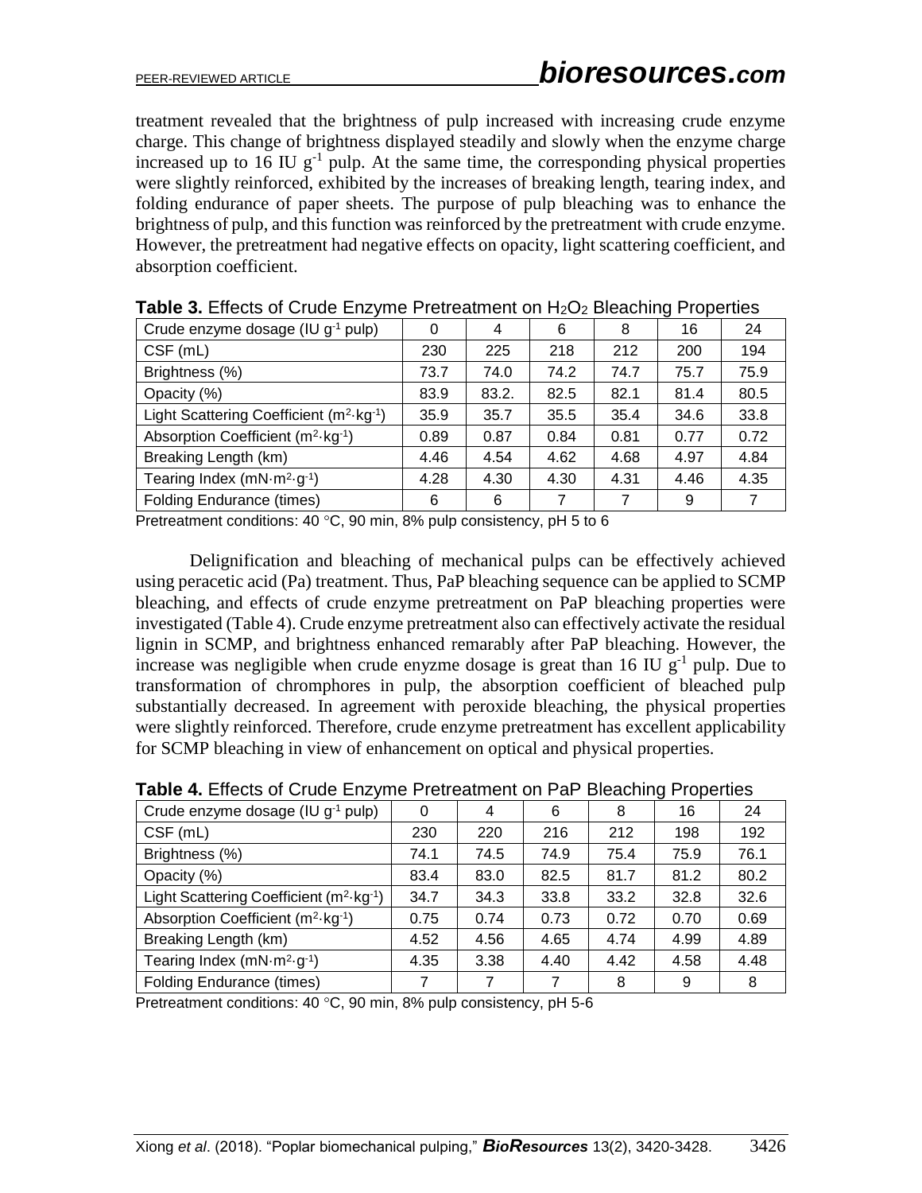treatment revealed that the brightness of pulp increased with increasing crude enzyme charge. This change of brightness displayed steadily and slowly when the enzyme charge increased up to 16 IU $g^{-1}$ pulp. At the same time, the corresponding physical properties were slightly reinforced, exhibited by the increases of breaking length, tearing index, and folding endurance of paper sheets. The purpose of pulp bleaching was to enhance the brightness of pulp, and this function was reinforced by the pretreatment with crude enzyme. However, the pretreatment had negative effects on opacity, light scattering coefficient, and absorption coefficient.

**Table 3.** Effects of Crude Enzyme Pretreatment on $H_2O_2$ Bleaching Properties

| Crude enzyme dosage (IU $g^{-1}$ pulp) | 0 | 4 | 6 | 8 | 16 | 24 |
|---|---|---|---|---|---|---|
| CSF (mL) | 230 | 225 | 218 | 212 | 200 | 194 |
| Brightness (%) | 73.7 | 74.0 | 74.2 | 74.7 | 75.7 | 75.9 |
| Opacity (%) | 83.9 | 83.2. | 82.5 | 82.1 | 81.4 | 80.5 |
| Light Scattering Coefficient ($m^2 \cdot kg^{-1}$) | 35.9 | 35.7 | 35.5 | 35.4 | 34.6 | 33.8 |
| Absorption Coefficient ($m^2 \cdot kg^{-1}$) | 0.89 | 0.87 | 0.84 | 0.81 | 0.77 | 0.72 |
| Breaking Length (km) | 4.46 | 4.54 | 4.62 | 4.68 | 4.97 | 4.84 |
| Tearing Index ($mN \cdot m^2 \cdot g^{-1}$) | 4.28 | 4.30 | 4.30 | 4.31 | 4.46 | 4.35 |
| Folding Endurance (times) | 6 | 6 | 7 | 7 | 9 | 7 |

Pretreatment conditions: 40 °C, 90 min, 8% pulp consistency, pH 5 to 6

Delignification and bleaching of mechanical pulps can be effectively achieved using peracetic acid (Pa) treatment. Thus, PaP bleaching sequence can be applied to SCMP bleaching, and effects of crude enzyme pretreatment on PaP bleaching properties were investigated (Table 4). Crude enzyme pretreatment also can effectively activate the residual lignin in SCMP, and brightness enhanced remarably after PaP bleaching. However, the increase was negligible when crude enyzme dosage is great than 16 IU $g^{-1}$ pulp. Due to transformation of chromphores in pulp, the absorption coefficient of bleached pulp substantially decreased. In agreement with peroxide bleaching, the physical properties were slightly reinforced. Therefore, crude enzyme pretreatment has excellent applicability for SCMP bleaching in view of enhancement on optical and physical properties.

**Table 4.** Effects of Crude Enzyme Pretreatment on PaP Bleaching Properties

| Crude enzyme dosage (IU $g^{-1}$ pulp) | 0 | 4 | 6 | 8 | 16 | 24 |
|---|---|---|---|---|---|---|
| CSF (mL) | 230 | 220 | 216 | 212 | 198 | 192 |
| Brightness (%) | 74.1 | 74.5 | 74.9 | 75.4 | 75.9 | 76.1 |
| Opacity (%) | 83.4 | 83.0 | 82.5 | 81.7 | 81.2 | 80.2 |
| Light Scattering Coefficient ($m^2 \cdot kg^{-1}$) | 34.7 | 34.3 | 33.8 | 33.2 | 32.8 | 32.6 |
| Absorption Coefficient ($m^2 \cdot kg^{-1}$) | 0.75 | 0.74 | 0.73 | 0.72 | 0.70 | 0.69 |
| Breaking Length (km) | 4.52 | 4.56 | 4.65 | 4.74 | 4.99 | 4.89 |
| Tearing Index ($mN \cdot m^2 \cdot g^{-1}$) | 4.35 | 3.38 | 4.40 | 4.42 | 4.58 | 4.48 |
| Folding Endurance (times) | 7 | 7 | 7 | 8 | 9 | 8 |

Pretreatment conditions: 40 °C, 90 min, 8% pulp consistency, pH 5-6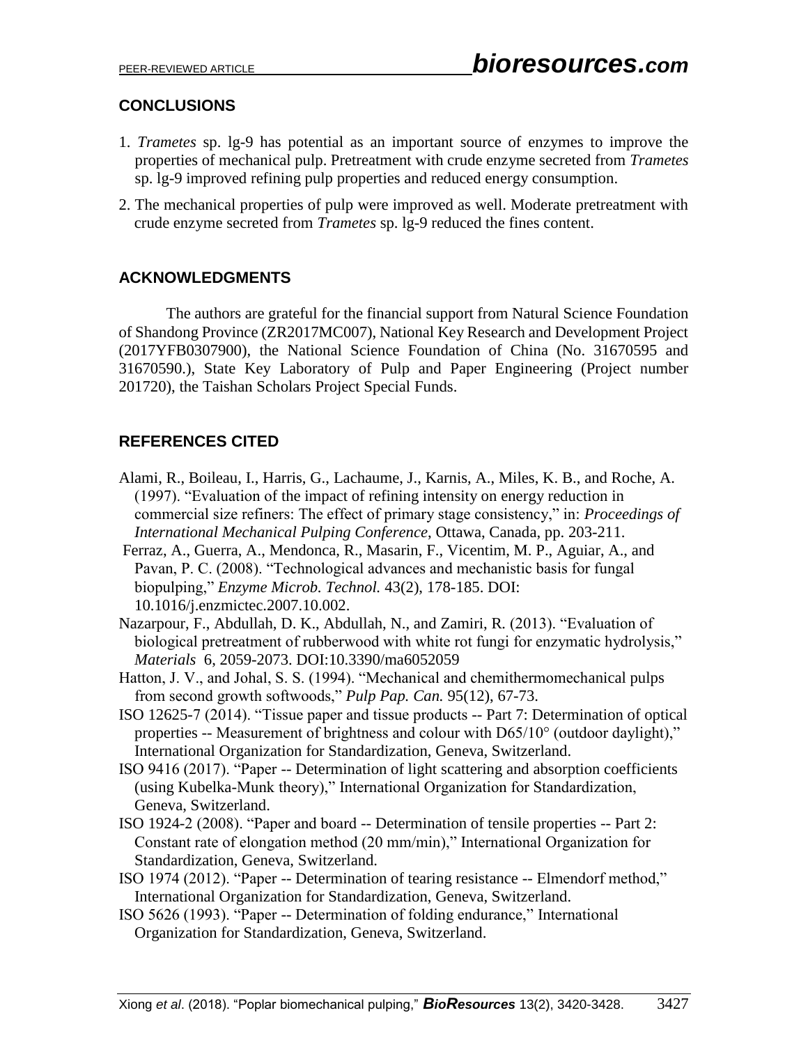## CONCLUSIONS

1. *Trametes* sp. lg-9 has potential as an important source of enzymes to improve the properties of mechanical pulp. Pretreatment with crude enzyme secreted from *Trametes* sp. lg-9 improved refining pulp properties and reduced energy consumption.
2. The mechanical properties of pulp were improved as well. Moderate pretreatment with crude enzyme secreted from *Trametes* sp. lg-9 reduced the fines content.

## ACKNOWLEDGMENTS

The authors are grateful for the financial support from Natural Science Foundation of Shandong Province (ZR2017MC007), National Key Research and Development Project (2017YFB0307900), the National Science Foundation of China (No. 31670595 and 31670590.), State Key Laboratory of Pulp and Paper Engineering (Project number 201720), the Taishan Scholars Project Special Funds.

## REFERENCES CITED

Alami, R., Boileau, I., Harris, G., Lachaume, J., Karnis, A., Miles, K. B., and Roche, A. (1997). "Evaluation of the impact of refining intensity on energy reduction in commercial size refiners: The effect of primary stage consistency," in: *Proceedings of International Mechanical Pulping Conference*, Ottawa, Canada, pp. 203-211.

Ferraz, A., Guerra, A., Mendonca, R., Masarin, F., Vicentim, M. P., Aguiar, A., and Pavan, P. C. (2008). "Technological advances and mechanistic basis for fungal biopulping," *Enzyme Microb. Technol.* 43(2), 178-185. DOI: 10.1016/j.enzmictec.2007.10.002.

Nazarpour, F., Abdullah, D. K., Abdullah, N., and Zamiri, R. (2013). "Evaluation of biological pretreatment of rubberwood with white rot fungi for enzymatic hydrolysis," *Materials* 6, 2059-2073. DOI:10.3390/ma6052059

Hatton, J. V., and Johal, S. S. (1994). "Mechanical and chemithermomechanical pulps from second growth softwoods," *Pulp Pap. Can.* 95(12), 67-73.

ISO 12625-7 (2014). "Tissue paper and tissue products -- Part 7: Determination of optical properties -- Measurement of brightness and colour with D65/10° (outdoor daylight)," International Organization for Standardization, Geneva, Switzerland.

ISO 9416 (2017). "Paper -- Determination of light scattering and absorption coefficients (using Kubelka-Munk theory)," International Organization for Standardization, Geneva, Switzerland.

ISO 1924-2 (2008). "Paper and board -- Determination of tensile properties -- Part 2: Constant rate of elongation method (20 mm/min)," International Organization for Standardization, Geneva, Switzerland.

ISO 1974 (2012). "Paper -- Determination of tearing resistance -- Elmendorf method," International Organization for Standardization, Geneva, Switzerland.

ISO 5626 (1993). "Paper -- Determination of folding endurance," International Organization for Standardization, Geneva, Switzerland.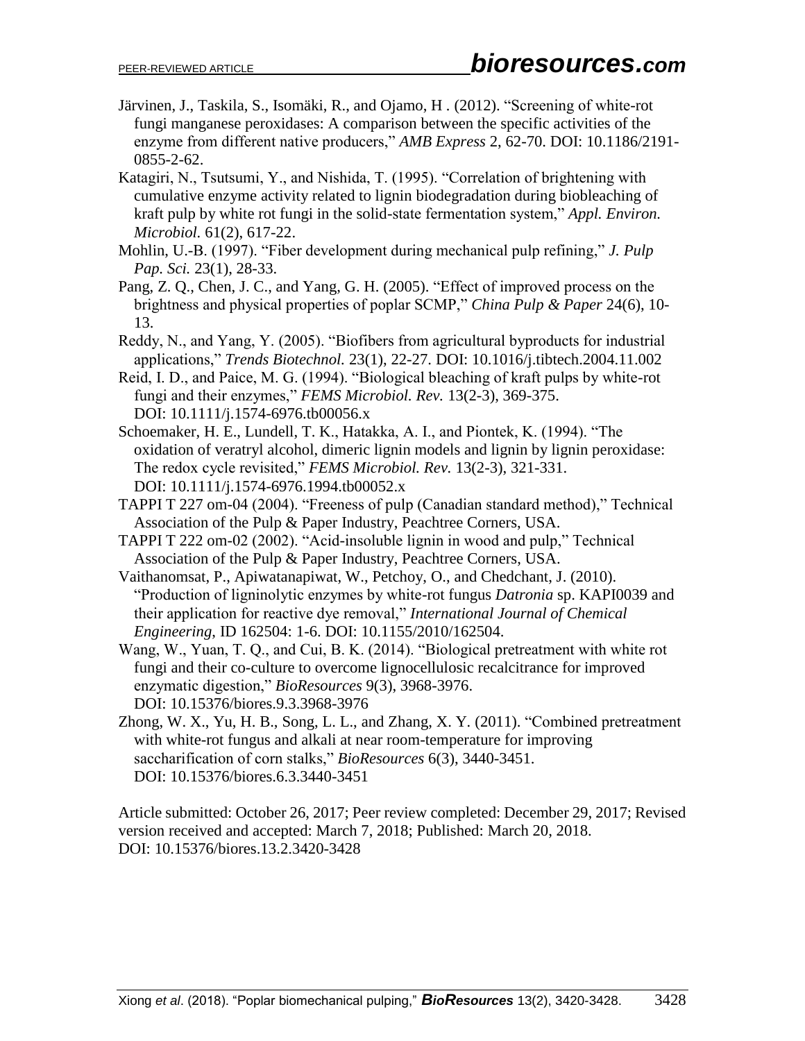Järvinen, J., Taskila, S., Isomäki, R., and Ojamo, H . (2012). "Screening of white-rot fungi manganese peroxidases: A comparison between the specific activities of the enzyme from different native producers," *AMB Express* 2, 62-70. DOI: 10.1186/2191-0855-2-62.

Katagiri, N., Tsutsumi, Y., and Nishida, T. (1995). "Correlation of brightening with cumulative enzyme activity related to lignin biodegradation during biobleaching of kraft pulp by white rot fungi in the solid-state fermentation system," *Appl. Environ. Microbiol.* 61(2), 617-22.

Mohlin, U.-B. (1997). "Fiber development during mechanical pulp refining," *J. Pulp Pap. Sci.* 23(1), 28-33.

Pang, Z. Q., Chen, J. C., and Yang, G. H. (2005). "Effect of improved process on the brightness and physical properties of poplar SCMP," *China Pulp & Paper* 24(6), 10-13.

Reddy, N., and Yang, Y. (2005). "Biofibers from agricultural byproducts for industrial applications," *Trends Biotechnol.* 23(1), 22-27. DOI: 10.1016/j.tibtech.2004.11.002

Reid, I. D., and Paice, M. G. (1994). "Biological bleaching of kraft pulps by white-rot fungi and their enzymes," *FEMS Microbiol. Rev.* 13(2-3), 369-375. DOI: 10.1111/j.1574-6976.tb00056.x

Schoemaker, H. E., Lundell, T. K., Hatakka, A. I., and Piontek, K. (1994). "The oxidation of veratryl alcohol, dimeric lignin models and lignin by lignin peroxidase: The redox cycle revisited," *FEMS Microbiol. Rev.* 13(2-3), 321-331. DOI: 10.1111/j.1574-6976.1994.tb00052.x

TAPPI T 227 om-04 (2004). "Freeness of pulp (Canadian standard method)," Technical Association of the Pulp & Paper Industry, Peachtree Corners, USA.

TAPPI T 222 om-02 (2002). "Acid-insoluble lignin in wood and pulp," Technical Association of the Pulp & Paper Industry, Peachtree Corners, USA.

Vaithanomsat, P., Apiwatanapiwat, W., Petchoy, O., and Chedchant, J. (2010). "Production of ligninolytic enzymes by white-rot fungus *Datronia* sp. KAPI0039 and their application for reactive dye removal," *International Journal of Chemical Engineering*, ID 162504: 1-6. DOI: 10.1155/2010/162504.

Wang, W., Yuan, T. Q., and Cui, B. K. (2014). "Biological pretreatment with white rot fungi and their co-culture to overcome lignocellulosic recalcitrance for improved enzymatic digestion," *BioResources* 9(3), 3968-3976. DOI: 10.15376/biores.9.3.3968-3976

Zhong, W. X., Yu, H. B., Song, L. L., and Zhang, X. Y. (2011). "Combined pretreatment with white-rot fungus and alkali at near room-temperature for improving saccharification of corn stalks," *BioResources* 6(3), 3440-3451. DOI: 10.15376/biores.6.3.3440-3451

Article submitted: October 26, 2017; Peer review completed: December 29, 2017; Revised version received and accepted: March 7, 2018; Published: March 20, 2018.
DOI: 10.15376/biores.13.2.3420-3428